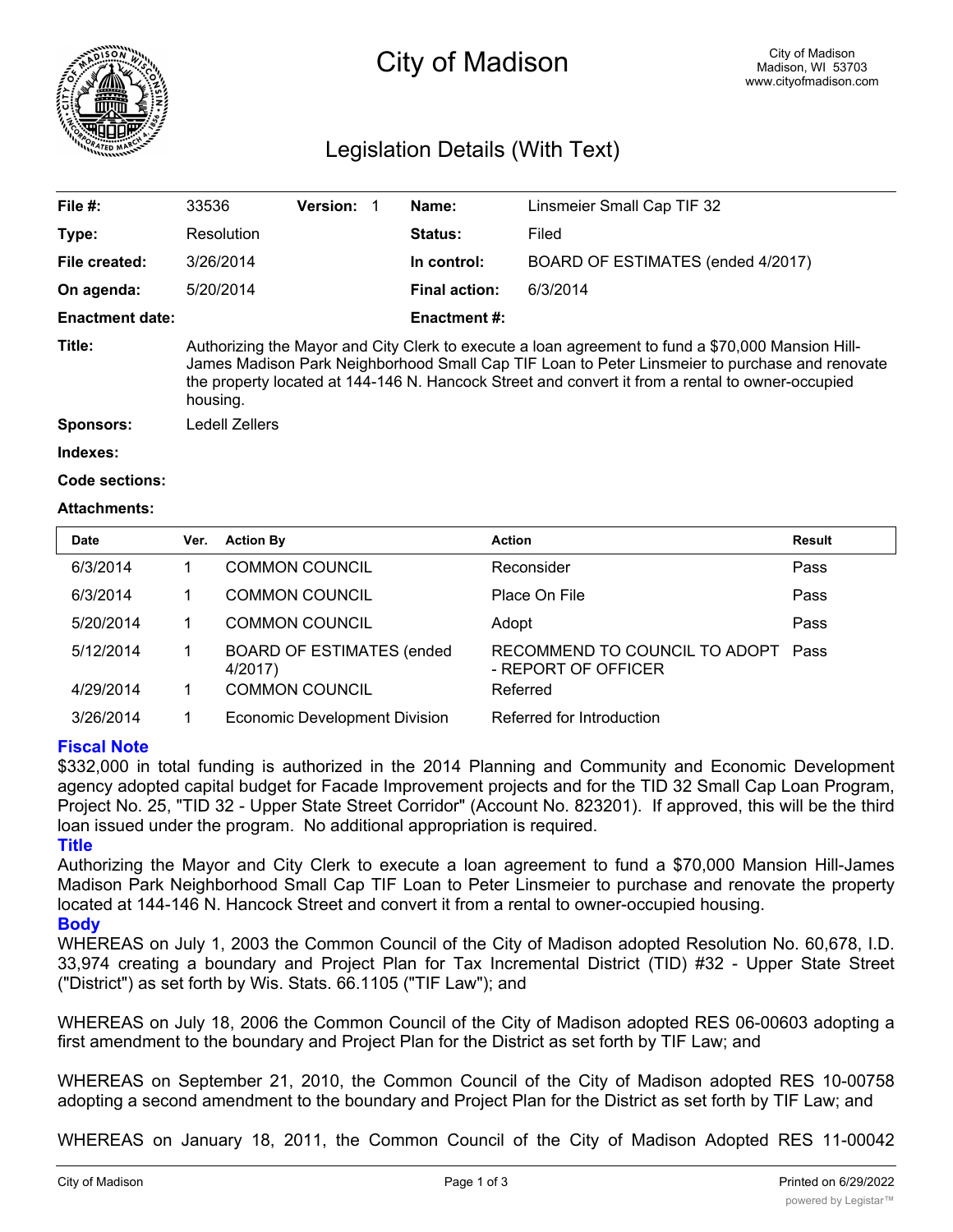# City of Madison

City of Madison
Madison, WI 53703
www.cityofmadison.com

## Legislation Details (With Text)

| | | | | | |
|---|---|---|---|---|---|
| **File #:** | 33536 | **Version:** 1 | | **Name:** | Linsmeier Small Cap TIF 32 |
| **Type:** | Resolution | | | **Status:** | Filed |
| **File created:** | 3/26/2014 | | | **In control:** | BOARD OF ESTIMATES (ended 4/2017) |
| **On agenda:** | 5/20/2014 | | | **Final action:** | 6/3/2014 |
| **Enactment date:** | | | | **Enactment #:** | |

**Title:** Authorizing the Mayor and City Clerk to execute a loan agreement to fund a $70,000 Mansion Hill-James Madison Park Neighborhood Small Cap TIF Loan to Peter Linsmeier to purchase and renovate the property located at 144-146 N. Hancock Street and convert it from a rental to owner-occupied housing.

**Sponsors:** Ledell Zellers

**Indexes:**

**Code sections:**

**Attachments:**

| Date | Ver. | Action By | Action | Result |
|---|---|---|---|---|
| 6/3/2014 | 1 | COMMON COUNCIL | Reconsider | Pass |
| 6/3/2014 | 1 | COMMON COUNCIL | Place On File | Pass |
| 5/20/2014 | 1 | COMMON COUNCIL | Adopt | Pass |
| 5/12/2014 | 1 | BOARD OF ESTIMATES (ended 4/2017) | RECOMMEND TO COUNCIL TO ADOPT - REPORT OF OFFICER | Pass |
| 4/29/2014 | 1 | COMMON COUNCIL | Referred | |
| 3/26/2014 | 1 | Economic Development Division | Referred for Introduction | |

### Fiscal Note

$332,000 in total funding is authorized in the 2014 Planning and Community and Economic Development agency adopted capital budget for Facade Improvement projects and for the TID 32 Small Cap Loan Program, Project No. 25, "TID 32 - Upper State Street Corridor" (Account No. 823201). If approved, this will be the third loan issued under the program. No additional appropriation is required.

### Title

Authorizing the Mayor and City Clerk to execute a loan agreement to fund a $70,000 Mansion Hill-James Madison Park Neighborhood Small Cap TIF Loan to Peter Linsmeier to purchase and renovate the property located at 144-146 N. Hancock Street and convert it from a rental to owner-occupied housing.

### Body

WHEREAS on July 1, 2003 the Common Council of the City of Madison adopted Resolution No. 60,678, I.D. 33,974 creating a boundary and Project Plan for Tax Incremental District (TID) #32 - Upper State Street ("District") as set forth by Wis. Stats. 66.1105 ("TIF Law"); and

WHEREAS on July 18, 2006 the Common Council of the City of Madison adopted RES 06-00603 adopting a first amendment to the boundary and Project Plan for the District as set forth by TIF Law; and

WHEREAS on September 21, 2010, the Common Council of the City of Madison adopted RES 10-00758 adopting a second amendment to the boundary and Project Plan for the District as set forth by TIF Law; and

WHEREAS on January 18, 2011, the Common Council of the City of Madison Adopted RES 11-00042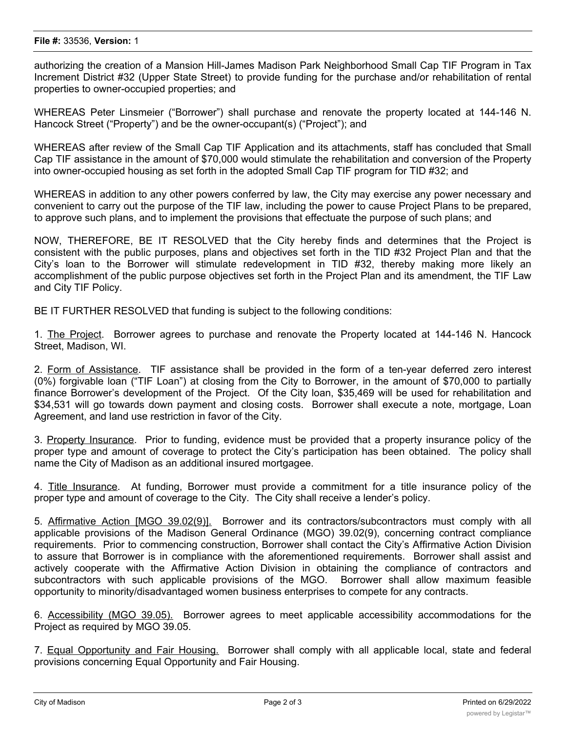authorizing the creation of a Mansion Hill-James Madison Park Neighborhood Small Cap TIF Program in Tax Increment District #32 (Upper State Street) to provide funding for the purchase and/or rehabilitation of rental properties to owner-occupied properties; and

WHEREAS Peter Linsmeier ("Borrower") shall purchase and renovate the property located at 144-146 N. Hancock Street ("Property") and be the owner-occupant(s) ("Project"); and

WHEREAS after review of the Small Cap TIF Application and its attachments, staff has concluded that Small Cap TIF assistance in the amount of $70,000 would stimulate the rehabilitation and conversion of the Property into owner-occupied housing as set forth in the adopted Small Cap TIF program for TID #32; and

WHEREAS in addition to any other powers conferred by law, the City may exercise any power necessary and convenient to carry out the purpose of the TIF law, including the power to cause Project Plans to be prepared, to approve such plans, and to implement the provisions that effectuate the purpose of such plans; and

NOW, THEREFORE, BE IT RESOLVED that the City hereby finds and determines that the Project is consistent with the public purposes, plans and objectives set forth in the TID #32 Project Plan and that the City's loan to the Borrower will stimulate redevelopment in TID #32, thereby making more likely an accomplishment of the public purpose objectives set forth in the Project Plan and its amendment, the TIF Law and City TIF Policy.

BE IT FURTHER RESOLVED that funding is subject to the following conditions:

1. The Project. Borrower agrees to purchase and renovate the Property located at 144-146 N. Hancock Street, Madison, WI.

2. Form of Assistance. TIF assistance shall be provided in the form of a ten-year deferred zero interest (0%) forgivable loan ("TIF Loan") at closing from the City to Borrower, in the amount of $70,000 to partially finance Borrower's development of the Project. Of the City loan, $35,469 will be used for rehabilitation and $34,531 will go towards down payment and closing costs. Borrower shall execute a note, mortgage, Loan Agreement, and land use restriction in favor of the City.

3. Property Insurance. Prior to funding, evidence must be provided that a property insurance policy of the proper type and amount of coverage to protect the City's participation has been obtained. The policy shall name the City of Madison as an additional insured mortgagee.

4. Title Insurance. At funding, Borrower must provide a commitment for a title insurance policy of the proper type and amount of coverage to the City. The City shall receive a lender's policy.

5. Affirmative Action [MGO 39.02(9)]. Borrower and its contractors/subcontractors must comply with all applicable provisions of the Madison General Ordinance (MGO) 39.02(9), concerning contract compliance requirements. Prior to commencing construction, Borrower shall contact the City's Affirmative Action Division to assure that Borrower is in compliance with the aforementioned requirements. Borrower shall assist and actively cooperate with the Affirmative Action Division in obtaining the compliance of contractors and subcontractors with such applicable provisions of the MGO. Borrower shall allow maximum feasible opportunity to minority/disadvantaged women business enterprises to compete for any contracts.

6. Accessibility (MGO 39.05). Borrower agrees to meet applicable accessibility accommodations for the Project as required by MGO 39.05.

7. Equal Opportunity and Fair Housing. Borrower shall comply with all applicable local, state and federal provisions concerning Equal Opportunity and Fair Housing.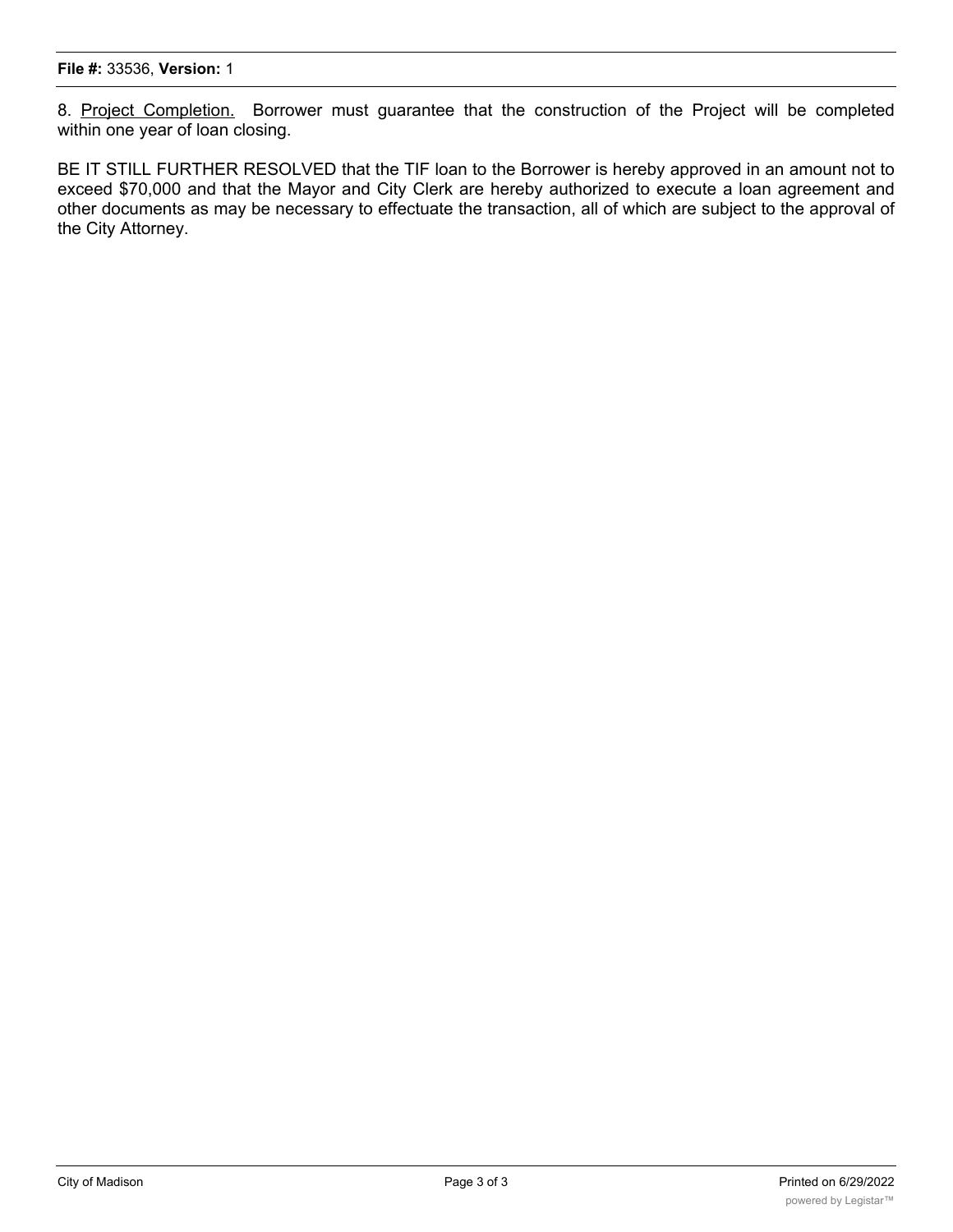8. Project Completion. Borrower must guarantee that the construction of the Project will be completed within one year of loan closing.

BE IT STILL FURTHER RESOLVED that the TIF loan to the Borrower is hereby approved in an amount not to exceed $70,000 and that the Mayor and City Clerk are hereby authorized to execute a loan agreement and other documents as may be necessary to effectuate the transaction, all of which are subject to the approval of the City Attorney.